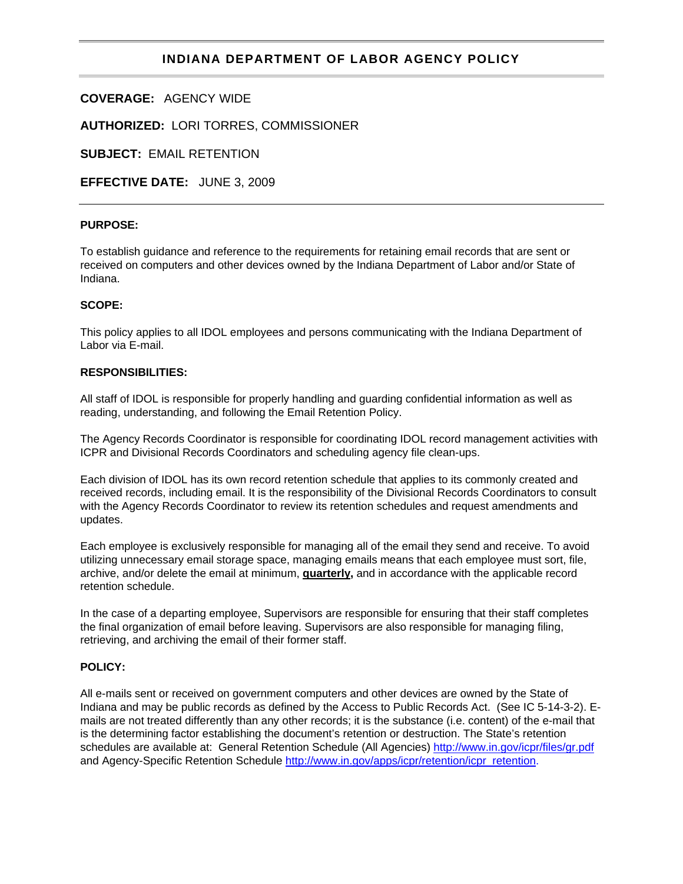# INDIANA DEPARTMENT OF LABOR AGENCY POLICY

**COVERAGE:** AGENCY WIDE

**AUTHORIZED:** LORI TORRES, COMMISSIONER

**SUBJECT:** EMAIL RETENTION

**EFFECTIVE DATE:** JUNE 3, 2009

---

**PURPOSE:**

To establish guidance and reference to the requirements for retaining email records that are sent or received on computers and other devices owned by the Indiana Department of Labor and/or State of Indiana.

**SCOPE:**

This policy applies to all IDOL employees and persons communicating with the Indiana Department of Labor via E-mail.

**RESPONSIBILITIES:**

All staff of IDOL is responsible for properly handling and guarding confidential information as well as reading, understanding, and following the Email Retention Policy.

The Agency Records Coordinator is responsible for coordinating IDOL record management activities with ICPR and Divisional Records Coordinators and scheduling agency file clean-ups.

Each division of IDOL has its own record retention schedule that applies to its commonly created and received records, including email. It is the responsibility of the Divisional Records Coordinators to consult with the Agency Records Coordinator to review its retention schedules and request amendments and updates.

Each employee is exclusively responsible for managing all of the email they send and receive. To avoid utilizing unnecessary email storage space, managing emails means that each employee must sort, file, archive, and/or delete the email at minimum, **quarterly,** and in accordance with the applicable record retention schedule.

In the case of a departing employee, Supervisors are responsible for ensuring that their staff completes the final organization of email before leaving. Supervisors are also responsible for managing filing, retrieving, and archiving the email of their former staff.

**POLICY:**

All e-mails sent or received on government computers and other devices are owned by the State of Indiana and may be public records as defined by the Access to Public Records Act. (See IC 5-14-3-2). E-mails are not treated differently than any other records; it is the substance (i.e. content) of the e-mail that is the determining factor establishing the document's retention or destruction. The State's retention schedules are available at: General Retention Schedule (All Agencies) http://www.in.gov/icpr/files/gr.pdf and Agency-Specific Retention Schedule http://www.in.gov/apps/icpr/retention/icpr_retention.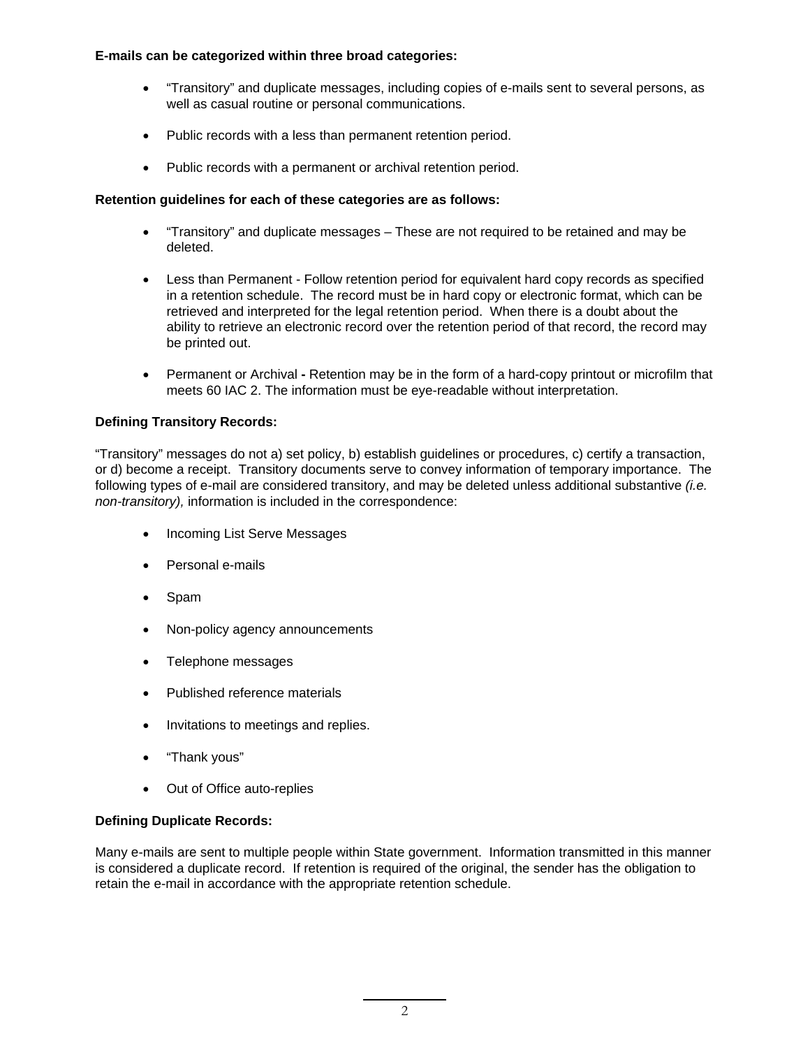**E-mails can be categorized within three broad categories:**

- "Transitory" and duplicate messages, including copies of e-mails sent to several persons, as well as casual routine or personal communications.
- Public records with a less than permanent retention period.
- Public records with a permanent or archival retention period.

**Retention guidelines for each of these categories are as follows:**

- "Transitory" and duplicate messages – These are not required to be retained and may be deleted.
- Less than Permanent - Follow retention period for equivalent hard copy records as specified in a retention schedule. The record must be in hard copy or electronic format, which can be retrieved and interpreted for the legal retention period. When there is a doubt about the ability to retrieve an electronic record over the retention period of that record, the record may be printed out.
- Permanent or Archival **-** Retention may be in the form of a hard-copy printout or microfilm that meets 60 IAC 2. The information must be eye-readable without interpretation.

**Defining Transitory Records:**

"Transitory" messages do not a) set policy, b) establish guidelines or procedures, c) certify a transaction, or d) become a receipt. Transitory documents serve to convey information of temporary importance. The following types of e-mail are considered transitory, and may be deleted unless additional substantive *(i.e. non-transitory),* information is included in the correspondence:

- Incoming List Serve Messages
- Personal e-mails
- Spam
- Non-policy agency announcements
- Telephone messages
- Published reference materials
- Invitations to meetings and replies.
- "Thank yous"
- Out of Office auto-replies

**Defining Duplicate Records:**

Many e-mails are sent to multiple people within State government. Information transmitted in this manner is considered a duplicate record. If retention is required of the original, the sender has the obligation to retain the e-mail in accordance with the appropriate retention schedule.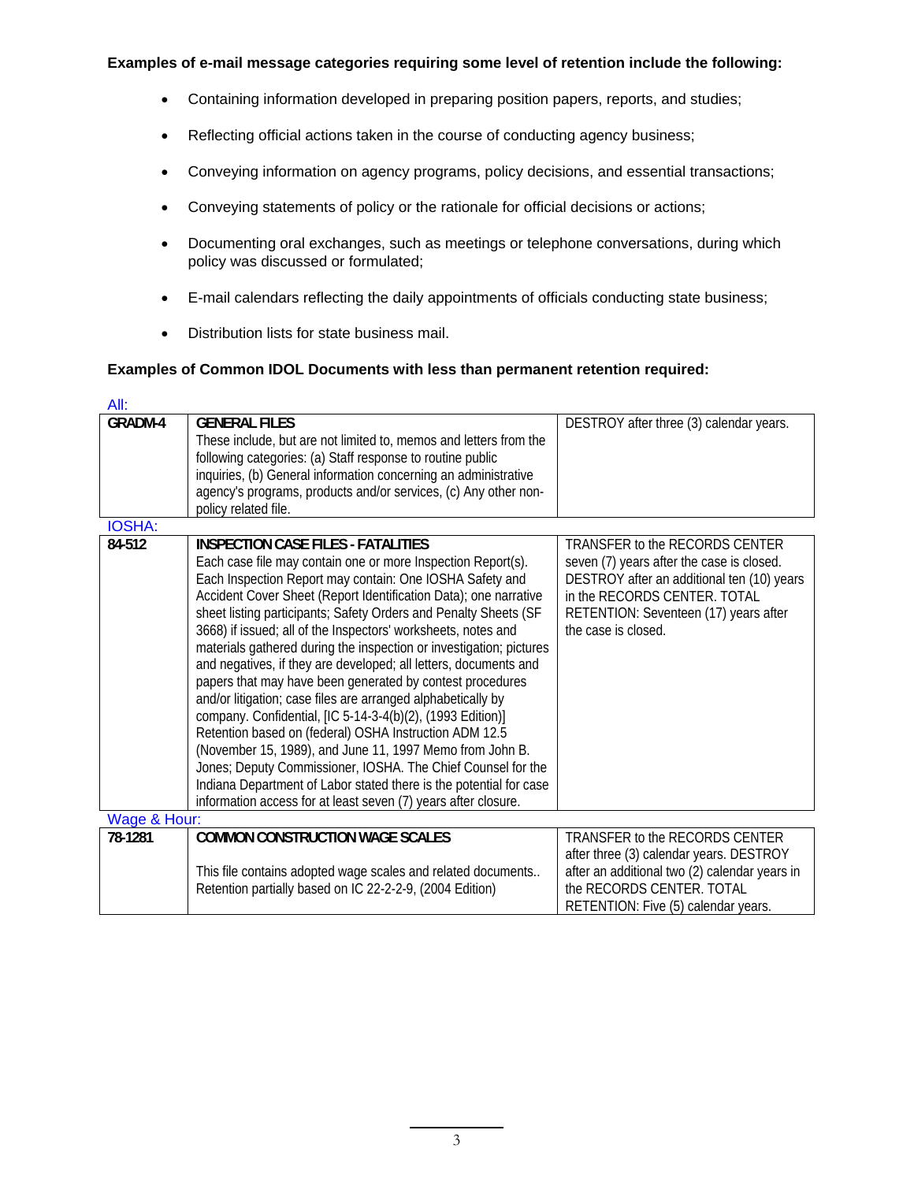**Examples of e-mail message categories requiring some level of retention include the following:**

- Containing information developed in preparing position papers, reports, and studies;
- Reflecting official actions taken in the course of conducting agency business;
- Conveying information on agency programs, policy decisions, and essential transactions;
- Conveying statements of policy or the rationale for official decisions or actions;
- Documenting oral exchanges, such as meetings or telephone conversations, during which policy was discussed or formulated;
- E-mail calendars reflecting the daily appointments of officials conducting state business;
- Distribution lists for state business mail.

**Examples of Common IDOL Documents with less than permanent retention required:**

All:

| | | |
|---|---|---|
| **GRADM-4** | **GENERAL FILES**<br>These include, but are not limited to, memos and letters from the following categories: (a) Staff response to routine public inquiries, (b) General information concerning an administrative agency's programs, products and/or services, (c) Any other non-policy related file. | DESTROY after three (3) calendar years. |

IOSHA:

| | | |
|---|---|---|
| **84-512** | **INSPECTION CASE FILES - FATALITIES**<br>Each case file may contain one or more Inspection Report(s). Each Inspection Report may contain: One IOSHA Safety and Accident Cover Sheet (Report Identification Data); one narrative sheet listing participants; Safety Orders and Penalty Sheets (SF 3668) if issued; all of the Inspectors' worksheets, notes and materials gathered during the inspection or investigation; pictures and negatives, if they are developed; all letters, documents and papers that may have been generated by contest procedures and/or litigation; case files are arranged alphabetically by company. Confidential, [IC 5-14-3-4(b)(2), (1993 Edition)] Retention based on (federal) OSHA Instruction ADM 12.5 (November 15, 1989), and June 11, 1997 Memo from John B. Jones; Deputy Commissioner, IOSHA. The Chief Counsel for the Indiana Department of Labor stated there is the potential for case information access for at least seven (7) years after closure. | TRANSFER to the RECORDS CENTER seven (7) years after the case is closed. DESTROY after an additional ten (10) years in the RECORDS CENTER. TOTAL RETENTION: Seventeen (17) years after the case is closed. |

Wage & Hour:

| | | |
|---|---|---|
| **78-1281** | **COMMON CONSTRUCTION WAGE SCALES**<br><br>This file contains adopted wage scales and related documents.. Retention partially based on IC 22-2-2-9, (2004 Edition) | TRANSFER to the RECORDS CENTER after three (3) calendar years. DESTROY after an additional two (2) calendar years in the RECORDS CENTER. TOTAL RETENTION: Five (5) calendar years. |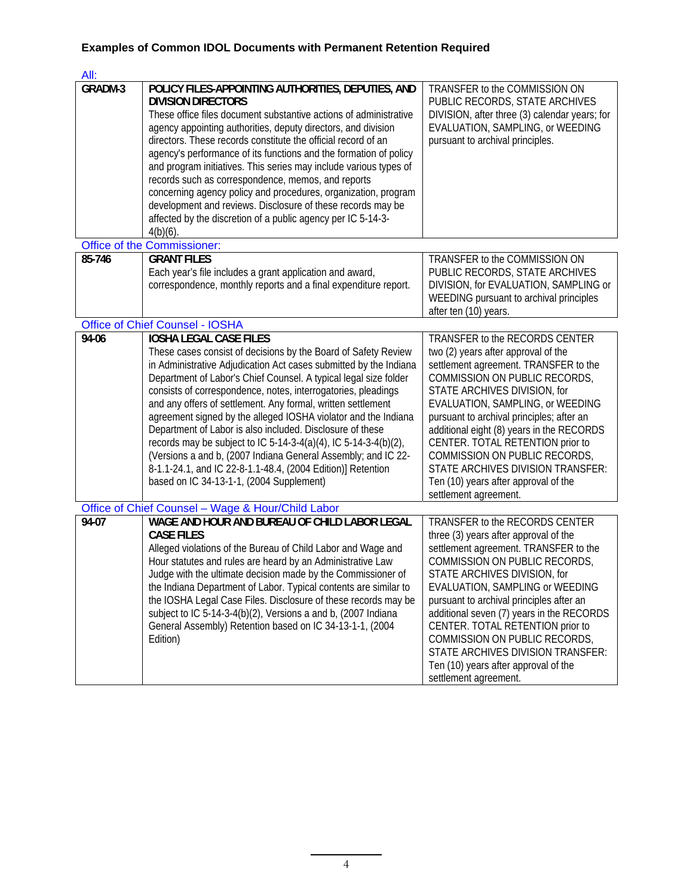### Examples of Common IDOL Documents with Permanent Retention Required

All:

| | | |
|---|---|---|
| **GRADM-3** | **POLICY FILES-APPOINTING AUTHORITIES, DEPUTIES, AND DIVISION DIRECTORS**<br>These office files document substantive actions of administrative agency appointing authorities, deputy directors, and division directors. These records constitute the official record of an agency's performance of its functions and the formation of policy and program initiatives. This series may include various types of records such as correspondence, memos, and reports concerning agency policy and procedures, organization, program development and reviews. Disclosure of these records may be affected by the discretion of a public agency per IC 5-14-3-4(b)(6). | TRANSFER to the COMMISSION ON PUBLIC RECORDS, STATE ARCHIVES DIVISION, after three (3) calendar years; for EVALUATION, SAMPLING, or WEEDING pursuant to archival principles. |

Office of the Commissioner:

| | | |
|---|---|---|
| **85-746** | **GRANT FILES**<br>Each year's file includes a grant application and award, correspondence, monthly reports and a final expenditure report. | TRANSFER to the COMMISSION ON PUBLIC RECORDS, STATE ARCHIVES DIVISION, for EVALUATION, SAMPLING or WEEDING pursuant to archival principles after ten (10) years. |

Office of Chief Counsel - IOSHA

| | | |
|---|---|---|
| **94-06** | **IOSHA LEGAL CASE FILES**<br>These cases consist of decisions by the Board of Safety Review in Administrative Adjudication Act cases submitted by the Indiana Department of Labor's Chief Counsel. A typical legal size folder consists of correspondence, notes, interrogatories, pleadings and any offers of settlement. Any formal, written settlement agreement signed by the alleged IOSHA violator and the Indiana Department of Labor is also included. Disclosure of these records may be subject to IC 5-14-3-4(a)(4), IC 5-14-3-4(b)(2), (Versions a and b, (2007 Indiana General Assembly; and IC 22-8-1.1-24.1, and IC 22-8-1.1-48.4, (2004 Edition)] Retention based on IC 34-13-1-1, (2004 Supplement) | TRANSFER to the RECORDS CENTER two (2) years after approval of the settlement agreement. TRANSFER to the COMMISSION ON PUBLIC RECORDS, STATE ARCHIVES DIVISION, for EVALUATION, SAMPLING, or WEEDING pursuant to archival principles; after an additional eight (8) years in the RECORDS CENTER. TOTAL RETENTION prior to COMMISSION ON PUBLIC RECORDS, STATE ARCHIVES DIVISION TRANSFER: Ten (10) years after approval of the settlement agreement. |

Office of Chief Counsel – Wage & Hour/Child Labor

| | | |
|---|---|---|
| **94-07** | **WAGE AND HOUR AND BUREAU OF CHILD LABOR LEGAL CASE FILES**<br>Alleged violations of the Bureau of Child Labor and Wage and Hour statutes and rules are heard by an Administrative Law Judge with the ultimate decision made by the Commissioner of the Indiana Department of Labor. Typical contents are similar to the IOSHA Legal Case Files. Disclosure of these records may be subject to IC 5-14-3-4(b)(2), Versions a and b, (2007 Indiana General Assembly) Retention based on IC 34-13-1-1, (2004 Edition) | TRANSFER to the RECORDS CENTER three (3) years after approval of the settlement agreement. TRANSFER to the COMMISSION ON PUBLIC RECORDS, STATE ARCHIVES DIVISION, for EVALUATION, SAMPLING or WEEDING pursuant to archival principles after an additional seven (7) years in the RECORDS CENTER. TOTAL RETENTION prior to COMMISSION ON PUBLIC RECORDS, STATE ARCHIVES DIVISION TRANSFER: Ten (10) years after approval of the settlement agreement. |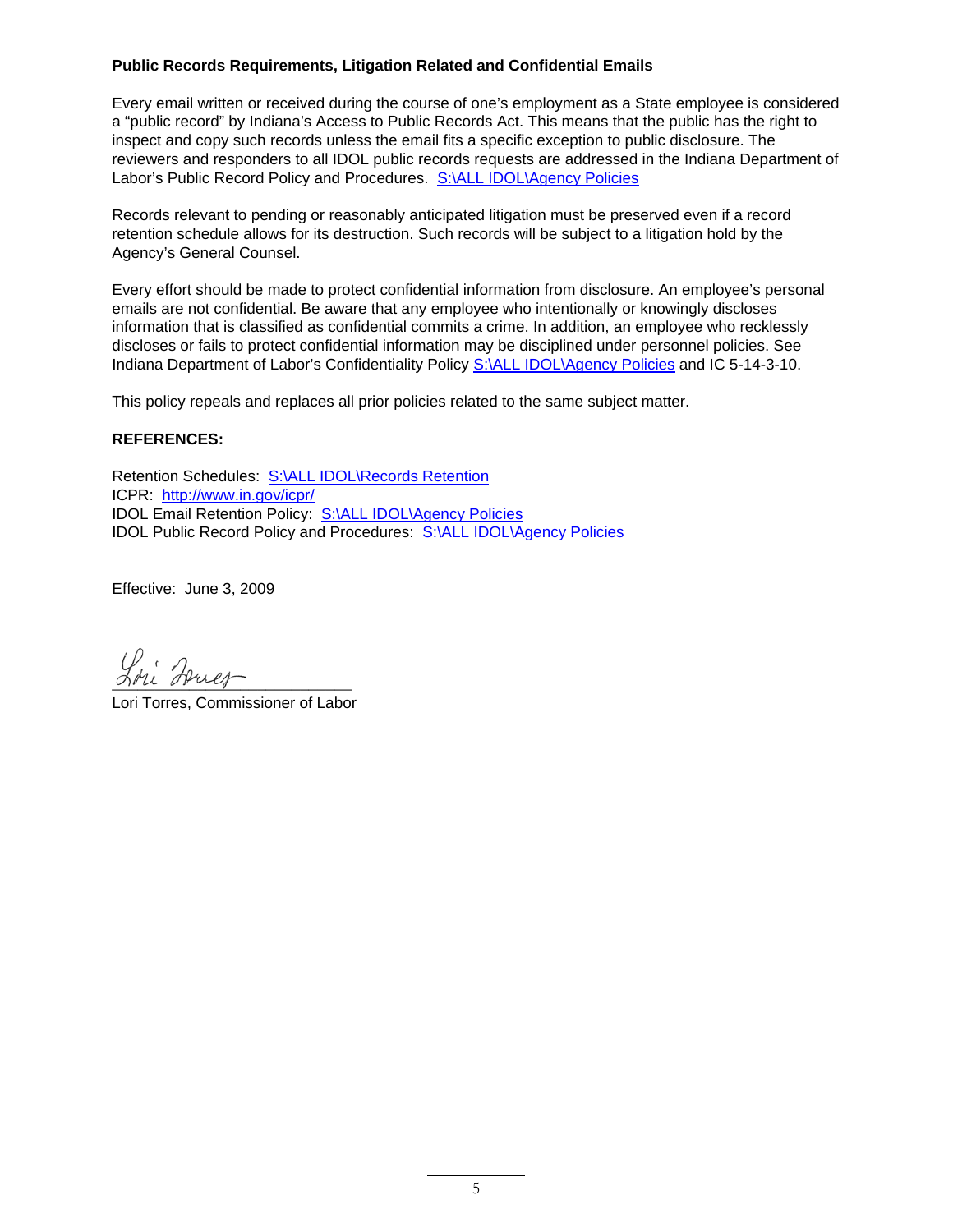**Public Records Requirements, Litigation Related and Confidential Emails**

Every email written or received during the course of one's employment as a State employee is considered a "public record" by Indiana's Access to Public Records Act. This means that the public has the right to inspect and copy such records unless the email fits a specific exception to public disclosure. The reviewers and responders to all IDOL public records requests are addressed in the Indiana Department of Labor's Public Record Policy and Procedures. S:\ALL IDOL\Agency Policies

Records relevant to pending or reasonably anticipated litigation must be preserved even if a record retention schedule allows for its destruction. Such records will be subject to a litigation hold by the Agency's General Counsel.

Every effort should be made to protect confidential information from disclosure. An employee's personal emails are not confidential. Be aware that any employee who intentionally or knowingly discloses information that is classified as confidential commits a crime. In addition, an employee who recklessly discloses or fails to protect confidential information may be disciplined under personnel policies. See Indiana Department of Labor's Confidentiality Policy S:\ALL IDOL\Agency Policies and IC 5-14-3-10.

This policy repeals and replaces all prior policies related to the same subject matter.

**REFERENCES:**

Retention Schedules: S:\ALL IDOL\Records Retention
ICPR: http://www.in.gov/icpr/
IDOL Email Retention Policy: S:\ALL IDOL\Agency Policies
IDOL Public Record Policy and Procedures: S:\ALL IDOL\Agency Policies

Effective: June 3, 2009

Lori Torres, Commissioner of Labor